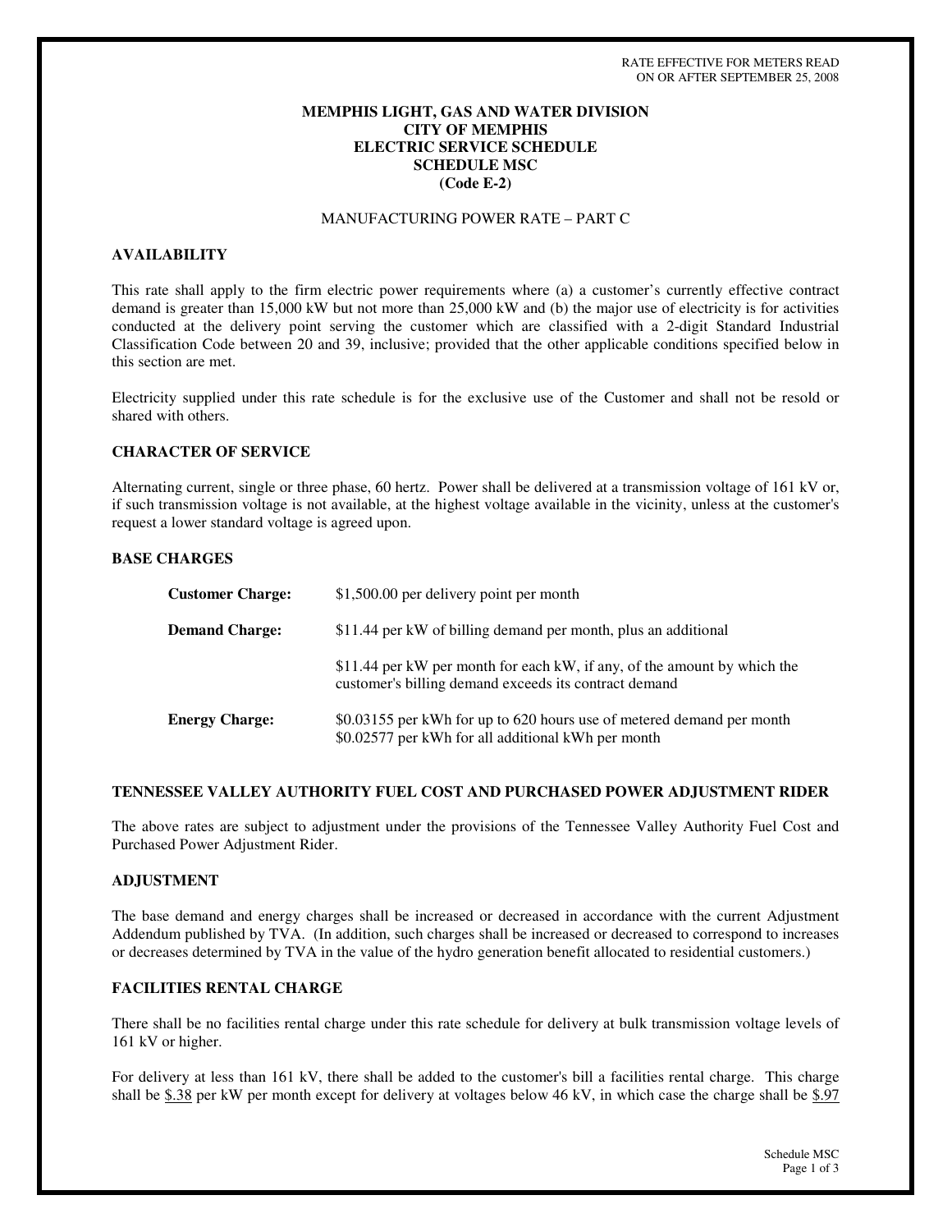RATE EFFECTIVE FOR METERS READ
ON OR AFTER SEPTEMBER 25, 2008

# MEMPHIS LIGHT, GAS AND WATER DIVISION
# CITY OF MEMPHIS
# ELECTRIC SERVICE SCHEDULE
# SCHEDULE MSC
# (Code E-2)

MANUFACTURING POWER RATE – PART C

## AVAILABILITY

This rate shall apply to the firm electric power requirements where (a) a customer's currently effective contract demand is greater than 15,000 kW but not more than 25,000 kW and (b) the major use of electricity is for activities conducted at the delivery point serving the customer which are classified with a 2-digit Standard Industrial Classification Code between 20 and 39, inclusive; provided that the other applicable conditions specified below in this section are met.

Electricity supplied under this rate schedule is for the exclusive use of the Customer and shall not be resold or shared with others.

## CHARACTER OF SERVICE

Alternating current, single or three phase, 60 hertz. Power shall be delivered at a transmission voltage of 161 kV or, if such transmission voltage is not available, at the highest voltage available in the vicinity, unless at the customer's request a lower standard voltage is agreed upon.

## BASE CHARGES

**Customer Charge:** $1,500.00 per delivery point per month

**Demand Charge:** $11.44 per kW of billing demand per month, plus an additional

$11.44 per kW per month for each kW, if any, of the amount by which the customer's billing demand exceeds its contract demand

**Energy Charge:** $0.03155 per kWh for up to 620 hours use of metered demand per month
$0.02577 per kWh for all additional kWh per month

## TENNESSEE VALLEY AUTHORITY FUEL COST AND PURCHASED POWER ADJUSTMENT RIDER

The above rates are subject to adjustment under the provisions of the Tennessee Valley Authority Fuel Cost and Purchased Power Adjustment Rider.

## ADJUSTMENT

The base demand and energy charges shall be increased or decreased in accordance with the current Adjustment Addendum published by TVA. (In addition, such charges shall be increased or decreased to correspond to increases or decreases determined by TVA in the value of the hydro generation benefit allocated to residential customers.)

## FACILITIES RENTAL CHARGE

There shall be no facilities rental charge under this rate schedule for delivery at bulk transmission voltage levels of 161 kV or higher.

For delivery at less than 161 kV, there shall be added to the customer's bill a facilities rental charge. This charge shall be $.38 per kW per month except for delivery at voltages below 46 kV, in which case the charge shall be $.97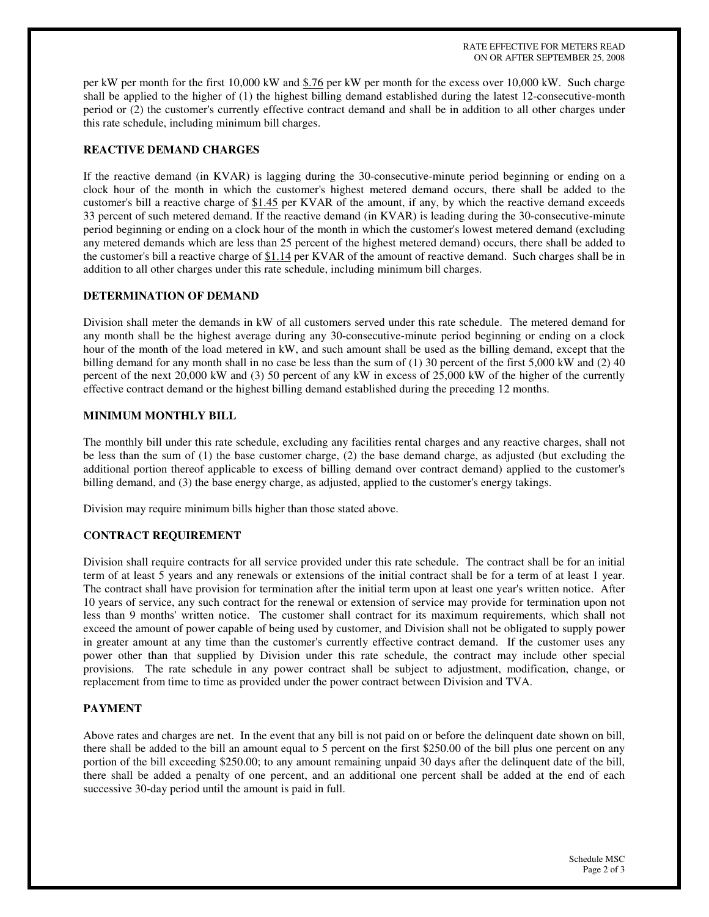per kW per month for the first 10,000 kW and $.76 per kW per month for the excess over 10,000 kW. Such charge shall be applied to the higher of (1) the highest billing demand established during the latest 12-consecutive-month period or (2) the customer's currently effective contract demand and shall be in addition to all other charges under this rate schedule, including minimum bill charges.

## REACTIVE DEMAND CHARGES

If the reactive demand (in KVAR) is lagging during the 30-consecutive-minute period beginning or ending on a clock hour of the month in which the customer's highest metered demand occurs, there shall be added to the customer's bill a reactive charge of $1.45 per KVAR of the amount, if any, by which the reactive demand exceeds 33 percent of such metered demand. If the reactive demand (in KVAR) is leading during the 30-consecutive-minute period beginning or ending on a clock hour of the month in which the customer's lowest metered demand (excluding any metered demands which are less than 25 percent of the highest metered demand) occurs, there shall be added to the customer's bill a reactive charge of $1.14 per KVAR of the amount of reactive demand. Such charges shall be in addition to all other charges under this rate schedule, including minimum bill charges.

## DETERMINATION OF DEMAND

Division shall meter the demands in kW of all customers served under this rate schedule. The metered demand for any month shall be the highest average during any 30-consecutive-minute period beginning or ending on a clock hour of the month of the load metered in kW, and such amount shall be used as the billing demand, except that the billing demand for any month shall in no case be less than the sum of (1) 30 percent of the first 5,000 kW and (2) 40 percent of the next 20,000 kW and (3) 50 percent of any kW in excess of 25,000 kW of the higher of the currently effective contract demand or the highest billing demand established during the preceding 12 months.

## MINIMUM MONTHLY BILL

The monthly bill under this rate schedule, excluding any facilities rental charges and any reactive charges, shall not be less than the sum of (1) the base customer charge, (2) the base demand charge, as adjusted (but excluding the additional portion thereof applicable to excess of billing demand over contract demand) applied to the customer's billing demand, and (3) the base energy charge, as adjusted, applied to the customer's energy takings.

Division may require minimum bills higher than those stated above.

## CONTRACT REQUIREMENT

Division shall require contracts for all service provided under this rate schedule. The contract shall be for an initial term of at least 5 years and any renewals or extensions of the initial contract shall be for a term of at least 1 year. The contract shall have provision for termination after the initial term upon at least one year's written notice. After 10 years of service, any such contract for the renewal or extension of service may provide for termination upon not less than 9 months' written notice. The customer shall contract for its maximum requirements, which shall not exceed the amount of power capable of being used by customer, and Division shall not be obligated to supply power in greater amount at any time than the customer's currently effective contract demand. If the customer uses any power other than that supplied by Division under this rate schedule, the contract may include other special provisions. The rate schedule in any power contract shall be subject to adjustment, modification, change, or replacement from time to time as provided under the power contract between Division and TVA.

## PAYMENT

Above rates and charges are net. In the event that any bill is not paid on or before the delinquent date shown on bill, there shall be added to the bill an amount equal to 5 percent on the first $250.00 of the bill plus one percent on any portion of the bill exceeding $250.00; to any amount remaining unpaid 30 days after the delinquent date of the bill, there shall be added a penalty of one percent, and an additional one percent shall be added at the end of each successive 30-day period until the amount is paid in full.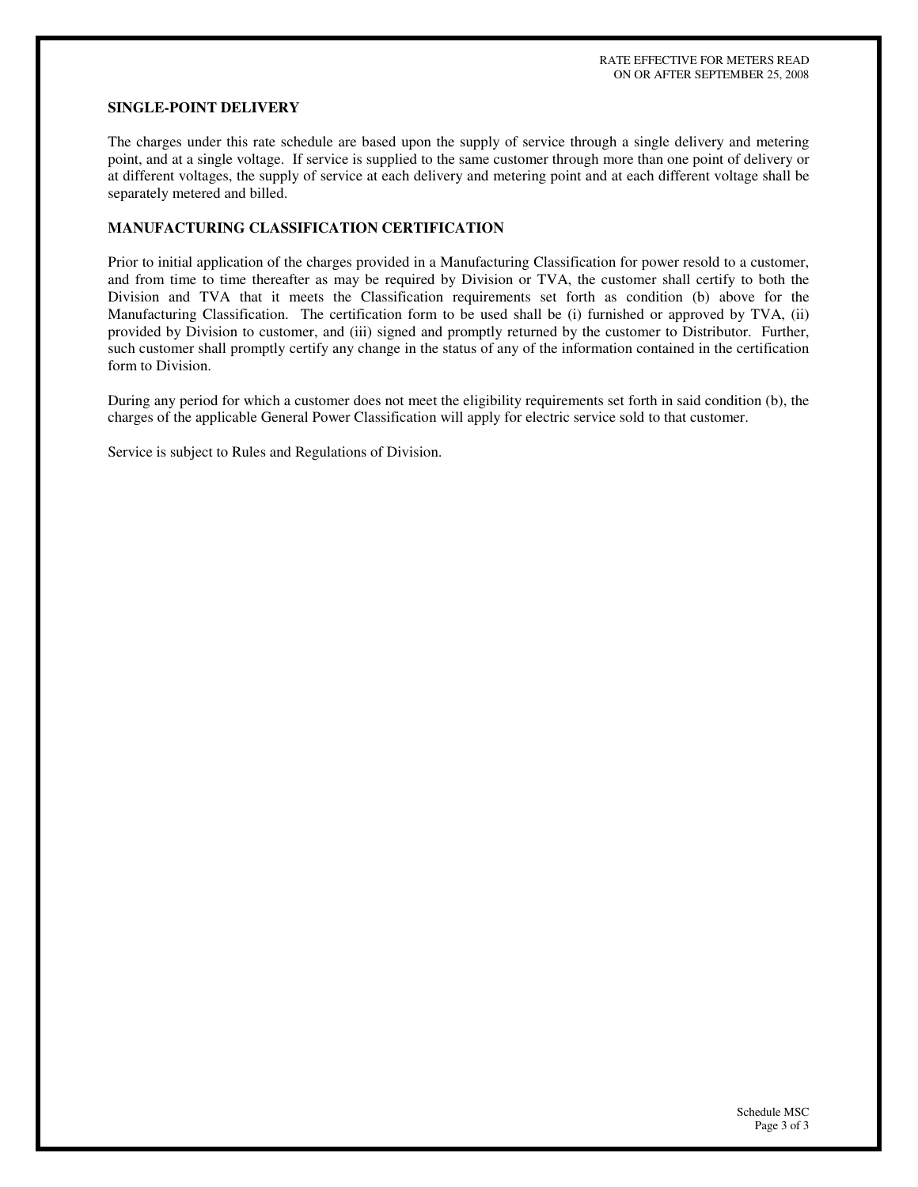**SINGLE-POINT DELIVERY**

The charges under this rate schedule are based upon the supply of service through a single delivery and metering point, and at a single voltage. If service is supplied to the same customer through more than one point of delivery or at different voltages, the supply of service at each delivery and metering point and at each different voltage shall be separately metered and billed.

**MANUFACTURING CLASSIFICATION CERTIFICATION**

Prior to initial application of the charges provided in a Manufacturing Classification for power resold to a customer, and from time to time thereafter as may be required by Division or TVA, the customer shall certify to both the Division and TVA that it meets the Classification requirements set forth as condition (b) above for the Manufacturing Classification. The certification form to be used shall be (i) furnished or approved by TVA, (ii) provided by Division to customer, and (iii) signed and promptly returned by the customer to Distributor. Further, such customer shall promptly certify any change in the status of any of the information contained in the certification form to Division.

During any period for which a customer does not meet the eligibility requirements set forth in said condition (b), the charges of the applicable General Power Classification will apply for electric service sold to that customer.

Service is subject to Rules and Regulations of Division.